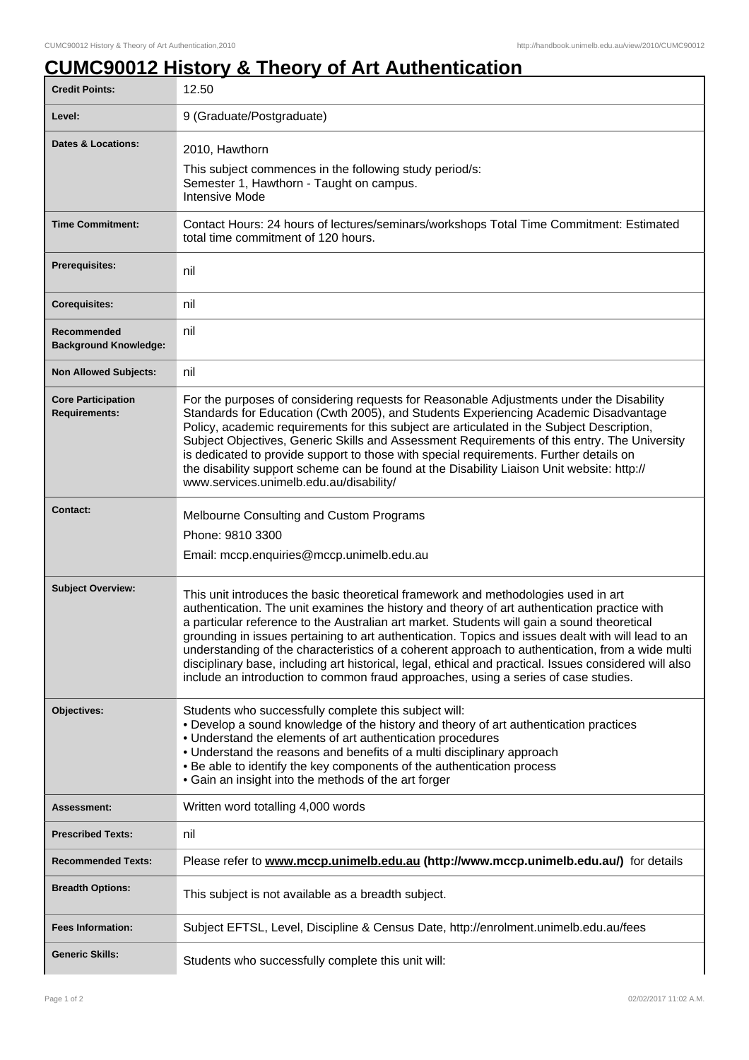# CUMC90012 History & Theory of Art Authentication

| | |
|---|---|
| **Credit Points:** | 12.50 |
| **Level:** | 9 (Graduate/Postgraduate) |
| **Dates & Locations:** | 2010, Hawthorn<br>This subject commences in the following study period/s:<br>Semester 1, Hawthorn - Taught on campus.<br>Intensive Mode |
| **Time Commitment:** | Contact Hours: 24 hours of lectures/seminars/workshops Total Time Commitment: Estimated total time commitment of 120 hours. |
| **Prerequisites:** | nil |
| **Corequisites:** | nil |
| **Recommended Background Knowledge:** | nil |
| **Non Allowed Subjects:** | nil |
| **Core Participation Requirements:** | For the purposes of considering requests for Reasonable Adjustments under the Disability Standards for Education (Cwth 2005), and Students Experiencing Academic Disadvantage Policy, academic requirements for this subject are articulated in the Subject Description, Subject Objectives, Generic Skills and Assessment Requirements of this entry. The University is dedicated to provide support to those with special requirements. Further details on the disability support scheme can be found at the Disability Liaison Unit website: http://www.services.unimelb.edu.au/disability/ |
| **Contact:** | Melbourne Consulting and Custom Programs<br>Phone: 9810 3300<br>Email: mccp.enquiries@mccp.unimelb.edu.au |
| **Subject Overview:** | This unit introduces the basic theoretical framework and methodologies used in art authentication. The unit examines the history and theory of art authentication practice with a particular reference to the Australian art market. Students will gain a sound theoretical grounding in issues pertaining to art authentication. Topics and issues dealt with will lead to an understanding of the characteristics of a coherent approach to authentication, from a wide multi disciplinary base, including art historical, legal, ethical and practical. Issues considered will also include an introduction to common fraud approaches, using a series of case studies. |
| **Objectives:** | Students who successfully complete this subject will:<br>• Develop a sound knowledge of the history and theory of art authentication practices<br>• Understand the elements of art authentication procedures<br>• Understand the reasons and benefits of a multi disciplinary approach<br>• Be able to identify the key components of the authentication process<br>• Gain an insight into the methods of the art forger |
| **Assessment:** | Written word totalling 4,000 words |
| **Prescribed Texts:** | nil |
| **Recommended Texts:** | Please refer to **www.mccp.unimelb.edu.au (http://www.mccp.unimelb.edu.au/)** for details |
| **Breadth Options:** | This subject is not available as a breadth subject. |
| **Fees Information:** | Subject EFTSL, Level, Discipline & Census Date, http://enrolment.unimelb.edu.au/fees |
| **Generic Skills:** | Students who successfully complete this unit will: |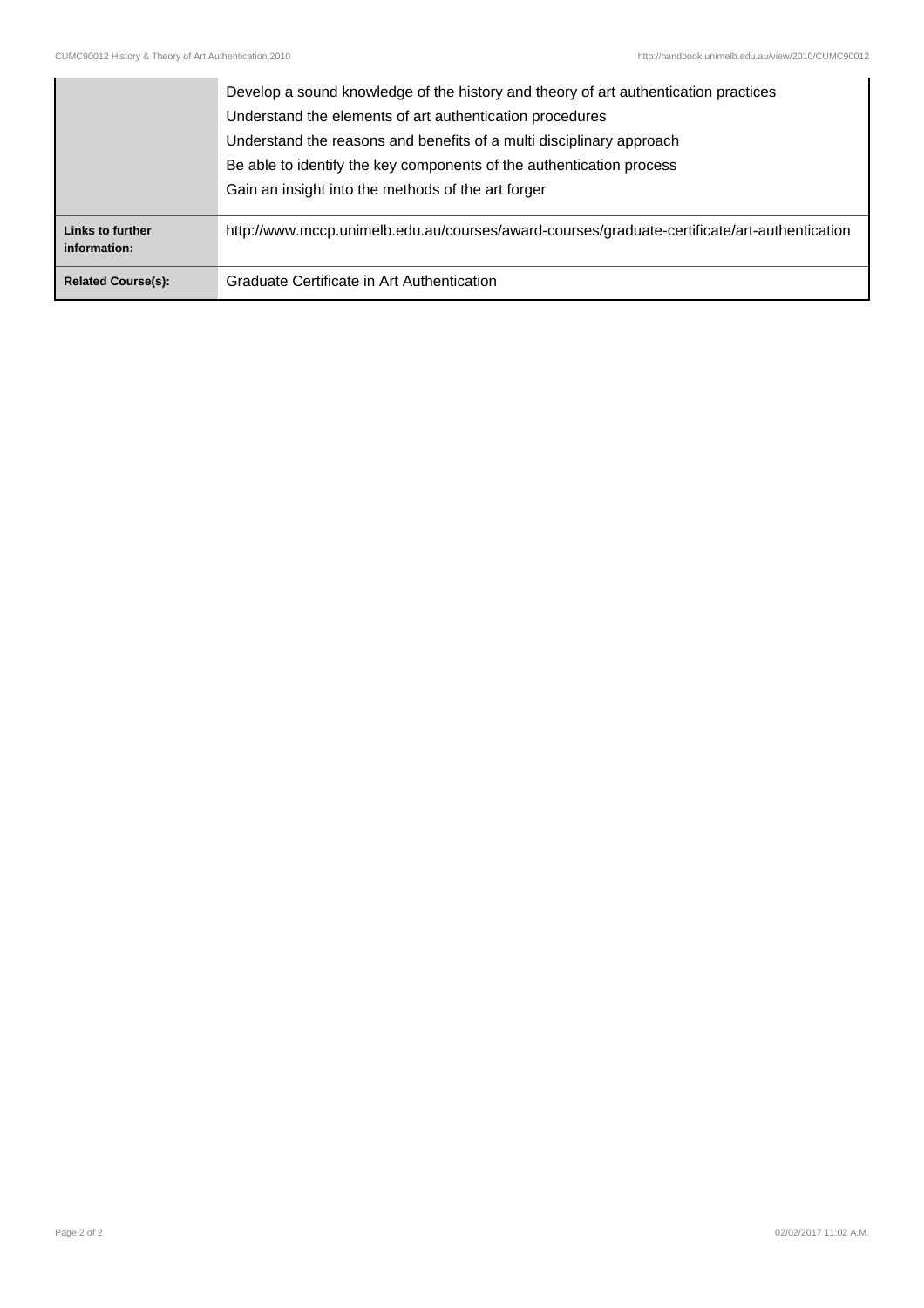| | |
|---|---|
| | Develop a sound knowledge of the history and theory of art authentication practices<br>Understand the elements of art authentication procedures<br>Understand the reasons and benefits of a multi disciplinary approach<br>Be able to identify the key components of the authentication process<br>Gain an insight into the methods of the art forger |
| **Links to further information:** | http://www.mccp.unimelb.edu.au/courses/award-courses/graduate-certificate/art-authentication |
| **Related Course(s):** | Graduate Certificate in Art Authentication |